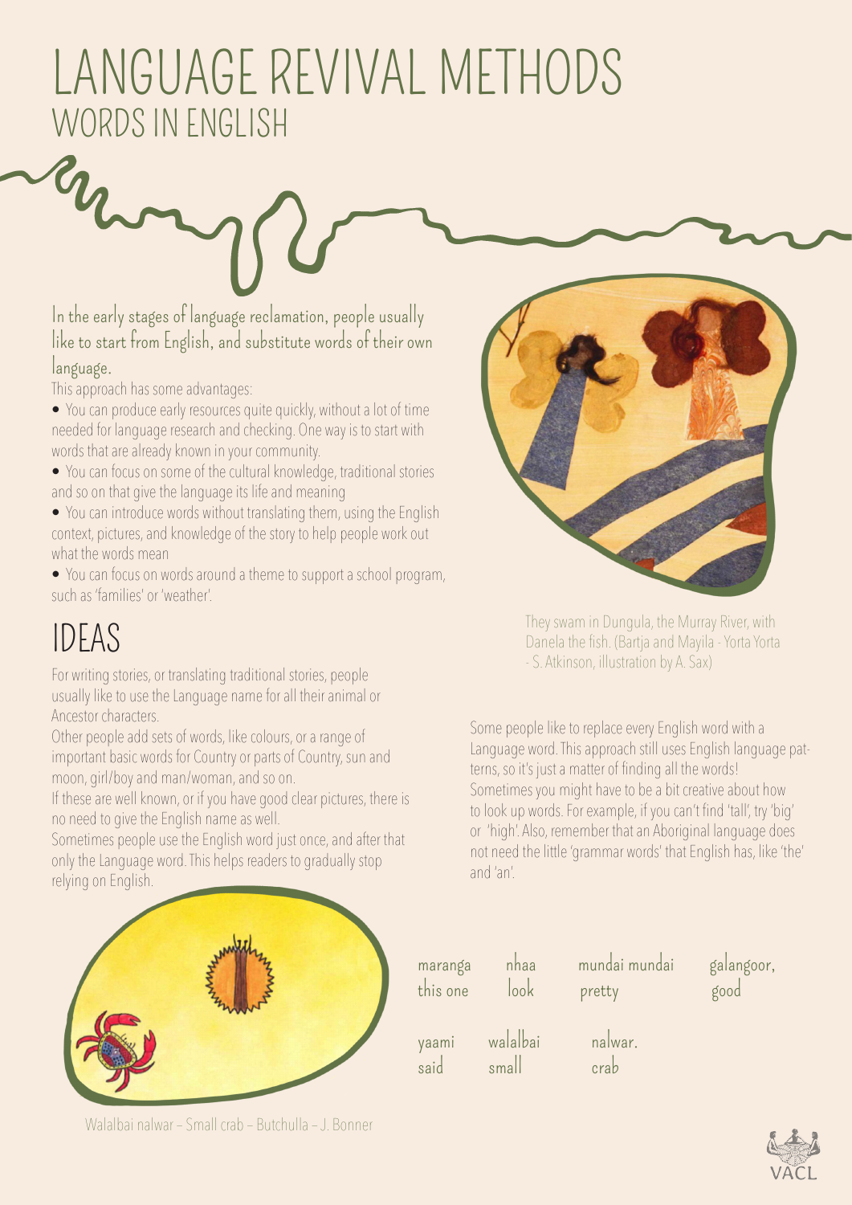# LANGUAGE REVIVAL METHODS
## WORDS IN ENGLISH

In the early stages of language reclamation, people usually like to start from English, and substitute words of their own language.

This approach has some advantages:

- You can produce early resources quite quickly, without a lot of time needed for language research and checking. One way is to start with words that are already known in your community.
- You can focus on some of the cultural knowledge, traditional stories and so on that give the language its life and meaning
- You can introduce words without translating them, using the English context, pictures, and knowledge of the story to help people work out what the words mean
- You can focus on words around a theme to support a school program, such as 'families' or 'weather'.

They swam in Dungula, the Murray River, with Danela the fish. (Bartja and Mayila - Yorta Yorta - S. Atkinson, illustration by A. Sax)

## IDEAS

For writing stories, or translating traditional stories, people usually like to use the Language name for all their animal or Ancestor characters.

Other people add sets of words, like colours, or a range of important basic words for Country or parts of Country, sun and moon, girl/boy and man/woman, and so on.

If these are well known, or if you have good clear pictures, there is no need to give the English name as well.

Sometimes people use the English word just once, and after that only the Language word. This helps readers to gradually stop relying on English.

Some people like to replace every English word with a Language word. This approach still uses English language patterns, so it's just a matter of finding all the words! Sometimes you might have to be a bit creative about how to look up words. For example, if you can't find 'tall', try 'big' or 'high'. Also, remember that an Aboriginal language does not need the little 'grammar words' that English has, like 'the' and 'an'.

| maranga | nhaa | mundai mundai | galangoor, |
|---|---|---|---|
| this one | look | pretty | good |
| yaami | walalbai | nalwar. | |
| said | small | crab | |

Walalbai nalwar – Small crab – Butchulla – J. Bonner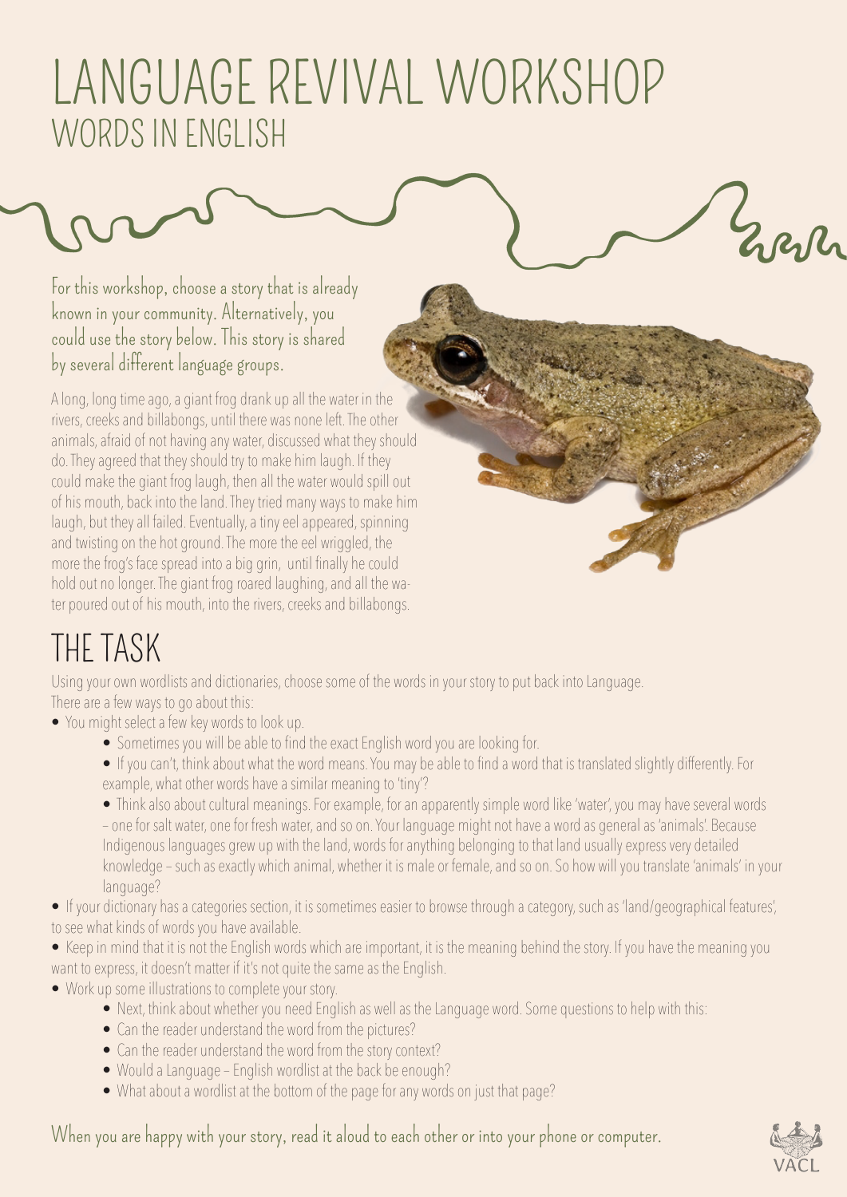# LANGUAGE REVIVAL WORKSHOP
## WORDS IN ENGLISH

For this workshop, choose a story that is already known in your community. Alternatively, you could use the story below. This story is shared by several different language groups.

A long, long time ago, a giant frog drank up all the water in the rivers, creeks and billabongs, until there was none left. The other animals, afraid of not having any water, discussed what they should do. They agreed that they should try to make him laugh. If they could make the giant frog laugh, then all the water would spill out of his mouth, back into the land. They tried many ways to make him laugh, but they all failed. Eventually, a tiny eel appeared, spinning and twisting on the hot ground. The more the eel wriggled, the more the frog's face spread into a big grin, until finally he could hold out no longer. The giant frog roared laughing, and all the water poured out of his mouth, into the rivers, creeks and billabongs.

# THE TASK

Using your own wordlists and dictionaries, choose some of the words in your story to put back into Language.
There are a few ways to go about this:

- You might select a few key words to look up.
  - Sometimes you will be able to find the exact English word you are looking for.
  - If you can't, think about what the word means. You may be able to find a word that is translated slightly differently. For example, what other words have a similar meaning to 'tiny'?
  - Think also about cultural meanings. For example, for an apparently simple word like 'water', you may have several words – one for salt water, one for fresh water, and so on. Your language might not have a word as general as 'animals'. Because Indigenous languages grew up with the land, words for anything belonging to that land usually express very detailed knowledge – such as exactly which animal, whether it is male or female, and so on. So how will you translate 'animals' in your language?
- If your dictionary has a categories section, it is sometimes easier to browse through a category, such as 'land/geographical features', to see what kinds of words you have available.
- Keep in mind that it is not the English words which are important, it is the meaning behind the story. If you have the meaning you want to express, it doesn't matter if it's not quite the same as the English.
- Work up some illustrations to complete your story.
  - Next, think about whether you need English as well as the Language word. Some questions to help with this:
  - Can the reader understand the word from the pictures?
  - Can the reader understand the word from the story context?
  - Would a Language – English wordlist at the back be enough?
  - What about a wordlist at the bottom of the page for any words on just that page?

When you are happy with your story, read it aloud to each other or into your phone or computer.

VACL